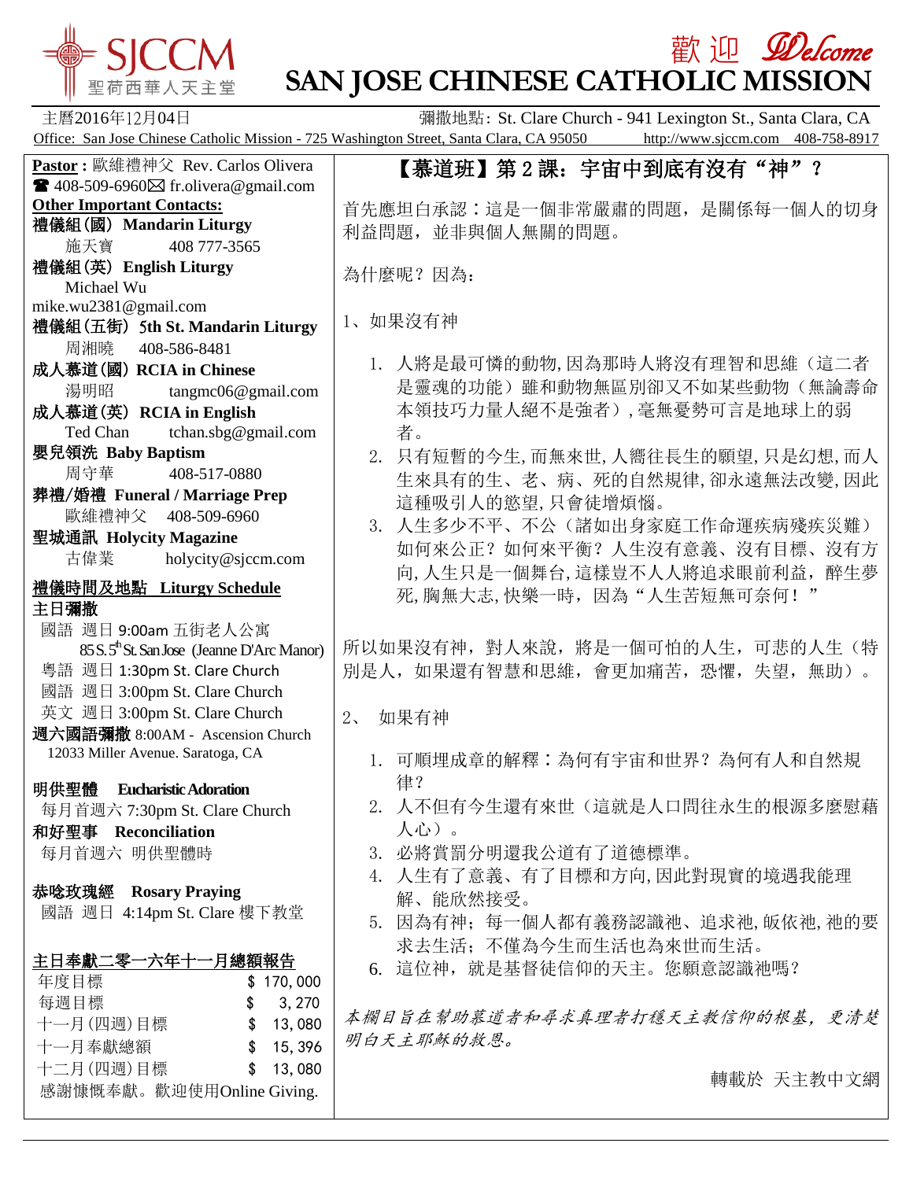# 歡迎 Welcome
# SAN JOSE CHINESE CATHOLIC MISSION

SJCCM 聖荷西華人天主堂

主曆2016年12月04日　　彌撒地點: St. Clare Church - 941 Lexington St., Santa Clara, CA

Office: San Jose Chinese Catholic Mission - 725 Washington Street, Santa Clara, CA 95050　http://www.sjccm.com　408-758-8917

**Pastor :** 歐維禮神父 Rev. Carlos Olivera
☎ 408-509-6960 ✉ fr.olivera@gmail.com

**Other Important Contacts:**

**禮儀組(國) Mandarin Liturgy**
施天寶　408 777-3565

**禮儀組(英) English Liturgy**
Michael Wu
mike.wu2381@gmail.com

**禮儀組(五街) 5th St. Mandarin Liturgy**
周湘曉　408-586-8481

**成人慕道(國) RCIA in Chinese**
湯明昭　tangmc06@gmail.com

**成人慕道(英) RCIA in English**
Ted Chan　tchan.sbg@gmail.com

**嬰兒領洗 Baby Baptism**
周守華　408-517-0880

**葬禮/婚禮 Funeral / Marriage Prep**
歐維禮神父　408-509-6960

**聖城通訊 Holycity Magazine**
古偉業　holycity@sjccm.com

**禮儀時間及地點 Liturgy Schedule**

**主日彌撒**
國語 週日 9:00am 五街老人公寓
85 S. 5th St. San Jose (Jeanne D'Arc Manor)
粵語 週日 1:30pm St. Clare Church
國語 週日 3:00pm St. Clare Church
英文 週日 3:00pm St. Clare Church

**週六國語彌撒** 8:00AM - Ascension Church
12033 Miller Avenue. Saratoga, CA

**明供聖體 Eucharistic Adoration**
每月首週六 7:30pm St. Clare Church

**和好聖事 Reconciliation**
每月首週六 明供聖體時

**恭唸玫瑰經 Rosary Praying**
國語 週日 4:14pm St. Clare 樓下教堂

**主日奉獻二零一六年十一月總額報告**

| | |
|---|---|
| 年度目標 | $ 170, 000 |
| 每週目標 | $ 3, 270 |
| 十一月(四週)目標 | $ 13, 080 |
| 十一月奉獻總額 | $ 15, 396 |
| 十二月(四週)目標 | $ 13, 080 |

感謝慷慨奉獻。歡迎使用Online Giving.

## 【慕道班】第 2 課：宇宙中到底有沒有“神”？

首先應坦白承認：這是一個非常嚴肅的問題，是關係每一個人的切身利益問題，並非與個人無關的問題。

為什麼呢？因為：

1、如果沒有神

1. 人將是最可憐的動物,因為那時人將沒有理智和思維（這二者是靈魂的功能）雖和動物無區別卻又不如某些動物（無論壽命本領技巧力量人絕不是強者）,毫無憂勢可言是地球上的弱者。
2. 只有短暫的今生,而無來世,人嚮往長生的願望,只是幻想,而人生來具有的生、老、病、死的自然規律,卻永遠無法改變,因此這種吸引人的慾望,只會徒增煩惱。
3. 人生多少不平、不公（諸如出身家庭工作命運疾病殘疾災難）如何來公正？如何來平衡？人生沒有意義、沒有目標、沒有方向,人生只是一個舞台,這樣豈不人人將追求眼前利益，醉生夢死,胸無大志,快樂一時，因為“人生苦短無可奈何！”

所以如果沒有神，對人來說，將是一個可怕的人生，可悲的人生（特別是人，如果還有智慧和思維，會更加痛苦，恐懼，失望，無助）。

2、 如果有神

1. 可順理成章的解釋：為何有宇宙和世界？為何有人和自然規律？
2. 人不但有今生還有來世（這就是人口問往永生的根源多麼慰藉人心）。
3. 必將賞罰分明還我公道有了道德標準。
4. 人生有了意義、有了目標和方向,因此對現實的境遇我能理解、能欣然接受。
5. 因為有神；每一個人都有義務認識祂、追求祂,皈依祂,祂的要求去生活；不僅為今生而生活也為來世而生活。
6. 這位神，就是基督徒信仰的天主。您願意認識祂嗎？

*本欄目旨在幫助慕道者和尋求真理者打穩天主教信仰的根基，更清楚明白天主耶穌的救恩。*

轉載於 天主教中文網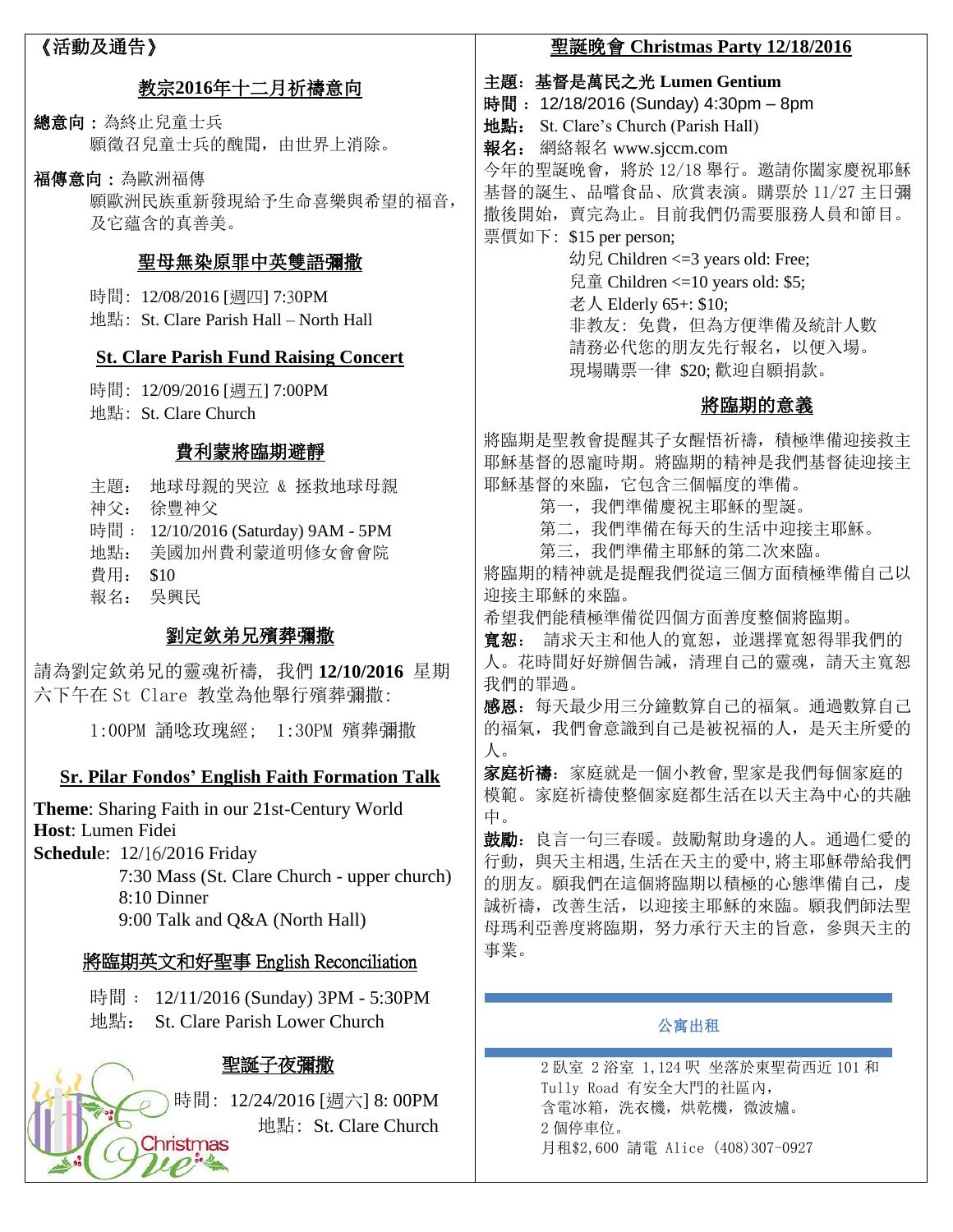《活動及通告》

## 教宗2016年十二月祈禱意向

**總意向：**為終止兒童士兵

願徵召兒童士兵的醜聞，由世界上消除。

**福傳意向：**為歐洲福傳

願歐洲民族重新發現給予生命喜樂與希望的福音，及它蘊含的真善美。

## 聖母無染原罪中英雙語彌撒

時間：12/08/2016 [週四] 7:30PM
地點：St. Clare Parish Hall – North Hall

## St. Clare Parish Fund Raising Concert

時間：12/09/2016 [週五] 7:00PM
地點：St. Clare Church

## 費利蒙將臨期避靜

主題：地球母親的哭泣 & 拯救地球母親
神父：徐豐神父
時間：12/10/2016 (Saturday) 9AM - 5PM
地點：美國加州費利蒙道明修女會會院
費用：$10
報名：吳興民

## 劉定欽弟兄殯葬彌撒

請為劉定欽弟兄的靈魂祈禱，我們 **12/10/2016** 星期六下午在 St Clare 教堂為他舉行殯葬彌撒:

1:00PM 誦唸玫瑰經; 1:30PM 殯葬彌撒

## Sr. Pilar Fondos' English Faith Formation Talk

**Theme**: Sharing Faith in our 21st-Century World
**Host**: Lumen Fidei
**Schedule**: 12/16/2016 Friday
7:30 Mass (St. Clare Church - upper church)
8:10 Dinner
9:00 Talk and Q&A (North Hall)

## 將臨期英文和好聖事 English Reconciliation

時間：12/11/2016 (Sunday) 3PM - 5:30PM
地點：St. Clare Parish Lower Church

## 聖誕子夜彌撒

時間：12/24/2016 [週六] 8: 00PM
地點：St. Clare Church

## 聖誕晚會 Christmas Party 12/18/2016

**主題：基督是萬民之光 Lumen Gentium**
**時間：**12/18/2016 (Sunday) 4:30pm – 8pm
**地點：** St. Clare's Church (Parish Hall)
**報名：** 網絡報名 www.sjccm.com

今年的聖誕晚會，將於 12/18 舉行。邀請你闔家慶祝耶穌基督的誕生、品嚐食品、欣賞表演。購票於 11/27 主日彌撒後開始，賣完為止。目前我們仍需要服務人員和節目。

票價如下：$15 per person;
幼兒 Children <=3 years old: Free;
兒童 Children <=10 years old: $5;
老人 Elderly 65+: $10;
非教友：免費，但為方便準備及統計人數請務必代您的朋友先行報名，以便入場。
現場購票一律 $20; 歡迎自願捐款。

## 將臨期的意義

將臨期是聖教會提醒其子女醒悟祈禱，積極準備迎接救主耶穌基督的恩寵時期。將臨期的精神是我們基督徒迎接主耶穌基督的來臨，它包含三個幅度的準備。

第一，我們準備慶祝主耶穌的聖誕。
第二，我們準備在每天的生活中迎接主耶穌。
第三，我們準備主耶穌的第二次來臨。

將臨期的精神就是提醒我們從這三個方面積極準備自己以迎接主耶穌的來臨。

希望我們能積極準備從四個方面善度整個將臨期。

**寬恕**：請求天主和他人的寬恕，並選擇寬恕得罪我們的人。花時間好好辦個告誡，清理自己的靈魂，請天主寬恕我們的罪過。

**感恩**：每天最少用三分鐘數算自己的福氣。通過數算自己的福氣，我們會意識到自己是被祝福的人，是天主所愛的人。

**家庭祈禱**：家庭就是一個小教會，聖家是我們每個家庭的模範。家庭祈禱使整個家庭都生活在以天主為中心的共融中。

**鼓勵**：良言一句三春暖。鼓勵幫助身邊的人。通過仁愛的行動，與天主相遇，生活在天主的愛中，將主耶穌帶給我們的朋友。願我們在這個將臨期以積極的心態準備自己，虔誠祈禱，改善生活，以迎接主耶穌的來臨。願我們師法聖母瑪利亞善度將臨期，努力承行天主的旨意，參與天主的事業。

## 公寓出租

2 臥室 2 浴室 1,124 呎 坐落於東聖荷西近 101 和 Tully Road 有安全大門的社區內，
含電冰箱，洗衣機，烘乾機，微波爐。
2 個停車位。
月租$2,600 請電 Alice (408)307-0927